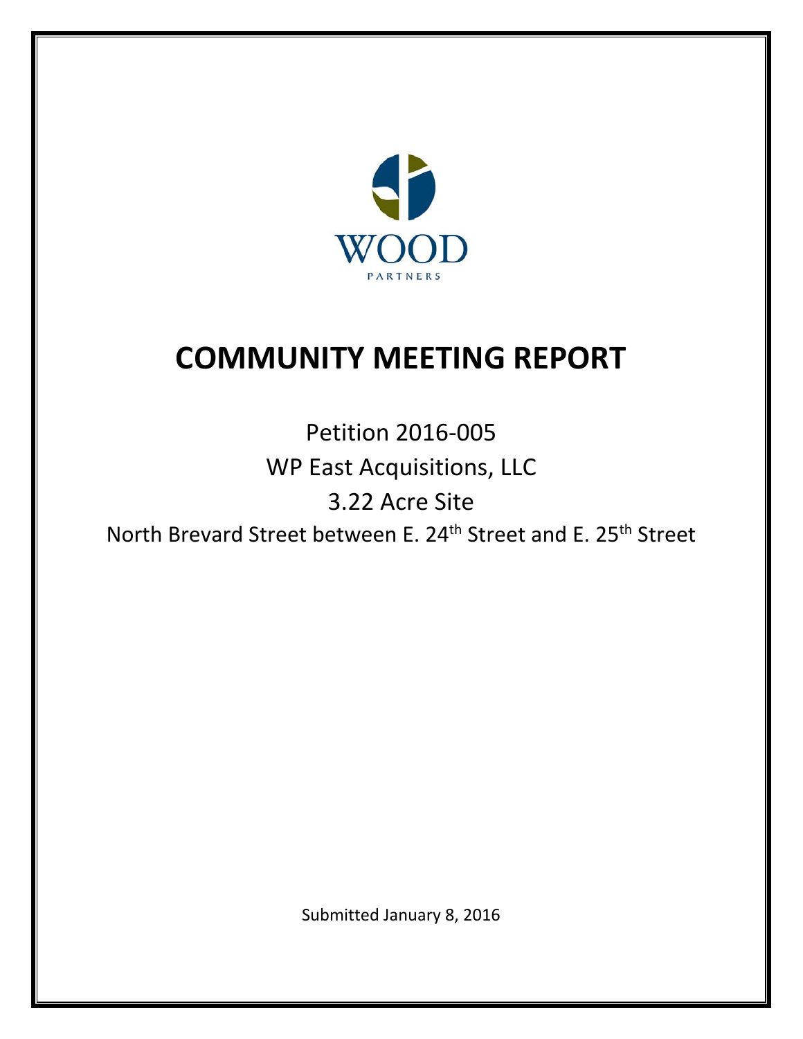WOOD

PARTNERS

# COMMUNITY MEETING REPORT

Petition 2016-005

WP East Acquisitions, LLC

3.22 Acre Site

North Brevard Street between E. 24th Street and E. 25th Street

Submitted January 8, 2016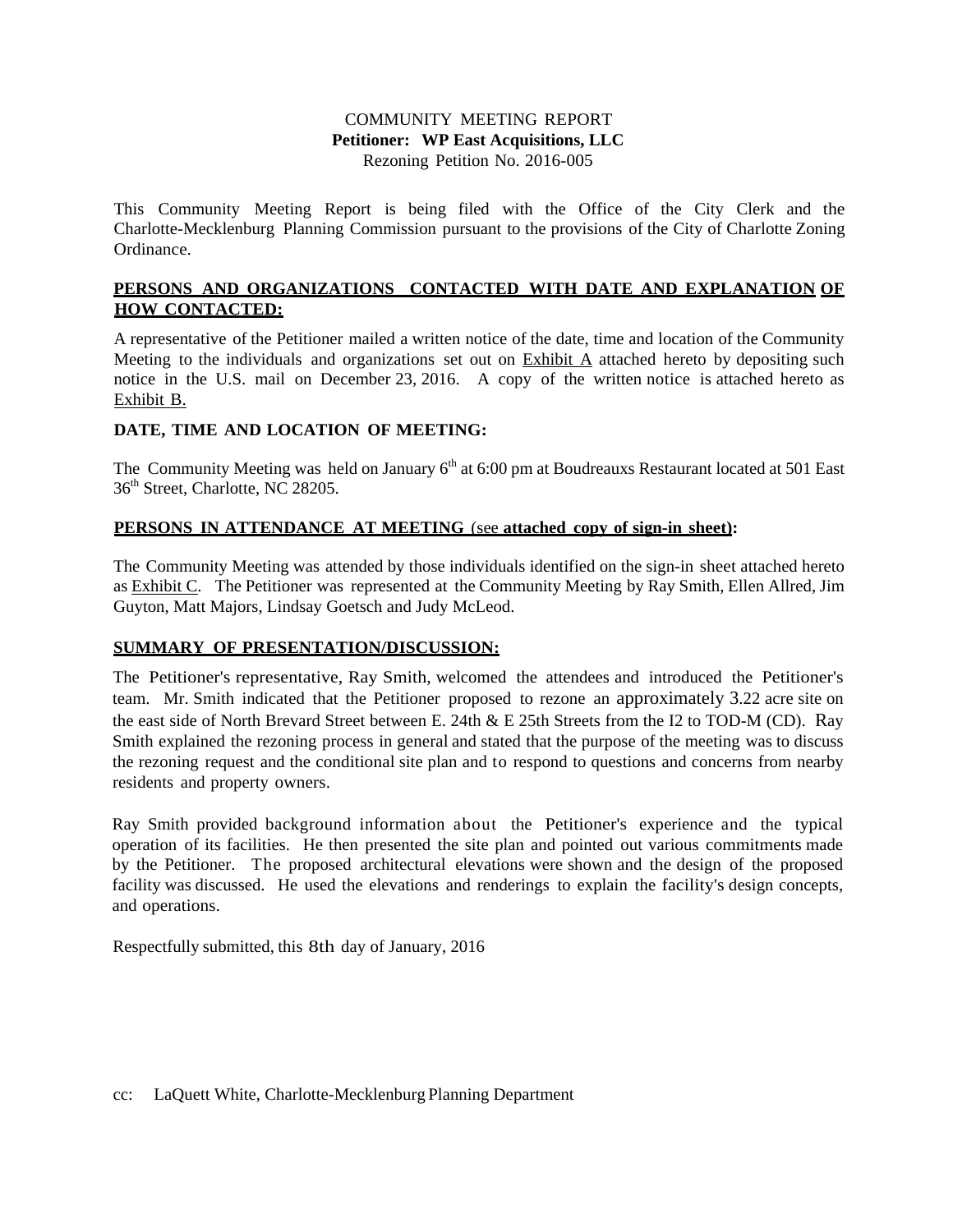COMMUNITY MEETING REPORT
**Petitioner: WP East Acquisitions, LLC**
Rezoning Petition No. 2016-005

This Community Meeting Report is being filed with the Office of the City Clerk and the Charlotte-Mecklenburg Planning Commission pursuant to the provisions of the City of Charlotte Zoning Ordinance.

**PERSONS AND ORGANIZATIONS CONTACTED WITH DATE AND EXPLANATION OF HOW CONTACTED:**

A representative of the Petitioner mailed a written notice of the date, time and location of the Community Meeting to the individuals and organizations set out on Exhibit A attached hereto by depositing such notice in the U.S. mail on December 23, 2016. A copy of the written notice is attached hereto as Exhibit B.

**DATE, TIME AND LOCATION OF MEETING:**

The Community Meeting was held on January 6th at 6:00 pm at Boudreauxs Restaurant located at 501 East 36th Street, Charlotte, NC 28205.

**PERSONS IN ATTENDANCE AT MEETING (see attached copy of sign-in sheet):**

The Community Meeting was attended by those individuals identified on the sign-in sheet attached hereto as Exhibit C. The Petitioner was represented at the Community Meeting by Ray Smith, Ellen Allred, Jim Guyton, Matt Majors, Lindsay Goetsch and Judy McLeod.

**SUMMARY OF PRESENTATION/DISCUSSION:**

The Petitioner's representative, Ray Smith, welcomed the attendees and introduced the Petitioner's team. Mr. Smith indicated that the Petitioner proposed to rezone an approximately 3.22 acre site on the east side of North Brevard Street between E. 24th & E 25th Streets from the I2 to TOD-M (CD). Ray Smith explained the rezoning process in general and stated that the purpose of the meeting was to discuss the rezoning request and the conditional site plan and to respond to questions and concerns from nearby residents and property owners.

Ray Smith provided background information about the Petitioner's experience and the typical operation of its facilities. He then presented the site plan and pointed out various commitments made by the Petitioner. The proposed architectural elevations were shown and the design of the proposed facility was discussed. He used the elevations and renderings to explain the facility's design concepts, and operations.

Respectfully submitted, this 8th day of January, 2016

cc: LaQuett White, Charlotte-Mecklenburg Planning Department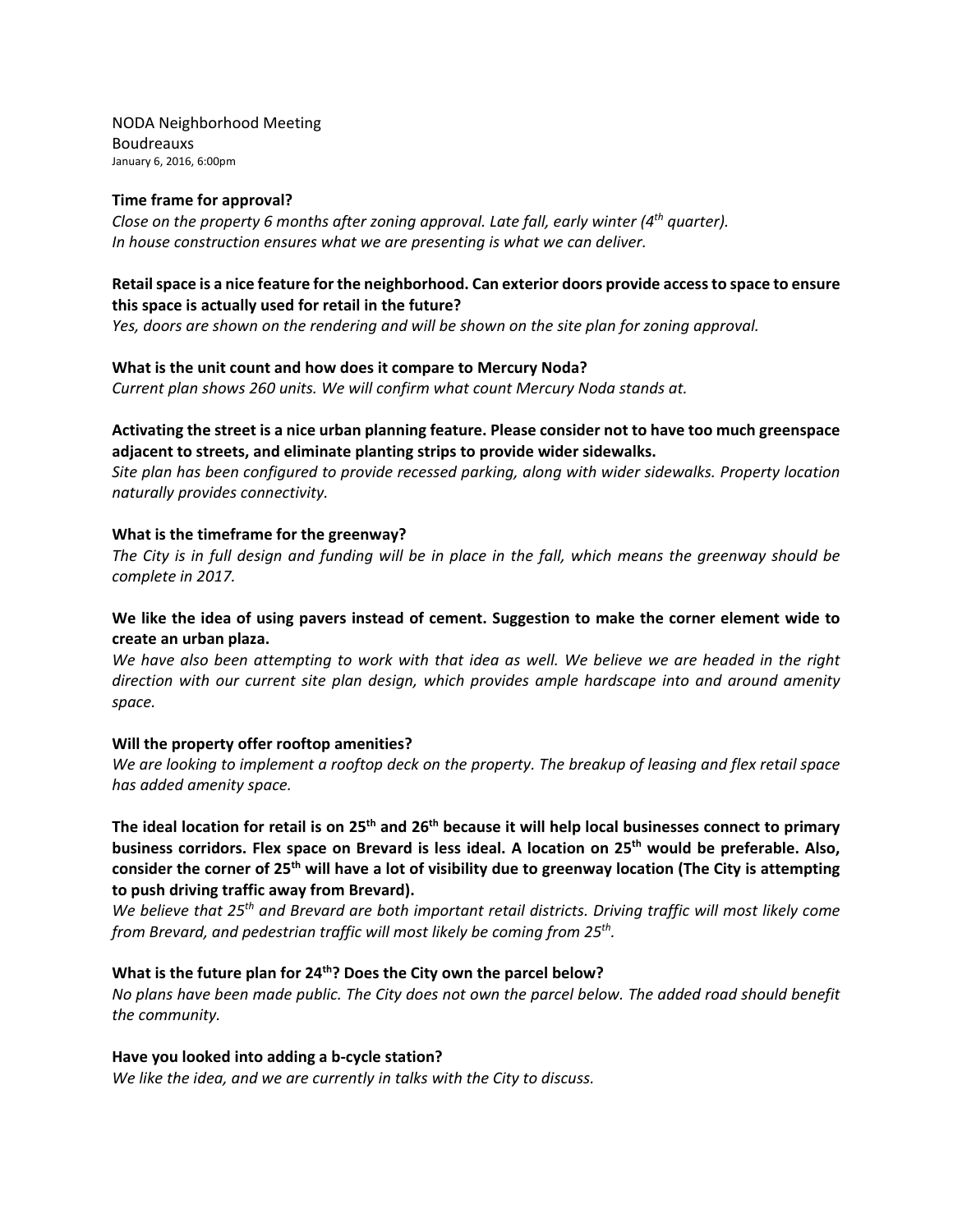NODA Neighborhood Meeting
Boudreauxs
January 6, 2016, 6:00pm

**Time frame for approval?**
*Close on the property 6 months after zoning approval. Late fall, early winter (4th quarter).*
*In house construction ensures what we are presenting is what we can deliver.*

**Retail space is a nice feature for the neighborhood. Can exterior doors provide access to space to ensure this space is actually used for retail in the future?**
*Yes, doors are shown on the rendering and will be shown on the site plan for zoning approval.*

**What is the unit count and how does it compare to Mercury Noda?**
*Current plan shows 260 units. We will confirm what count Mercury Noda stands at.*

**Activating the street is a nice urban planning feature. Please consider not to have too much greenspace adjacent to streets, and eliminate planting strips to provide wider sidewalks.**
*Site plan has been configured to provide recessed parking, along with wider sidewalks. Property location naturally provides connectivity.*

**What is the timeframe for the greenway?**
*The City is in full design and funding will be in place in the fall, which means the greenway should be complete in 2017.*

**We like the idea of using pavers instead of cement. Suggestion to make the corner element wide to create an urban plaza.**
*We have also been attempting to work with that idea as well. We believe we are headed in the right direction with our current site plan design, which provides ample hardscape into and around amenity space.*

**Will the property offer rooftop amenities?**
*We are looking to implement a rooftop deck on the property. The breakup of leasing and flex retail space has added amenity space.*

**The ideal location for retail is on 25th and 26th because it will help local businesses connect to primary business corridors. Flex space on Brevard is less ideal. A location on 25th would be preferable. Also, consider the corner of 25th will have a lot of visibility due to greenway location (The City is attempting to push driving traffic away from Brevard).**
*We believe that 25th and Brevard are both important retail districts. Driving traffic will most likely come from Brevard, and pedestrian traffic will most likely be coming from 25th.*

**What is the future plan for 24th? Does the City own the parcel below?**
*No plans have been made public. The City does not own the parcel below. The added road should benefit the community.*

**Have you looked into adding a b-cycle station?**
*We like the idea, and we are currently in talks with the City to discuss.*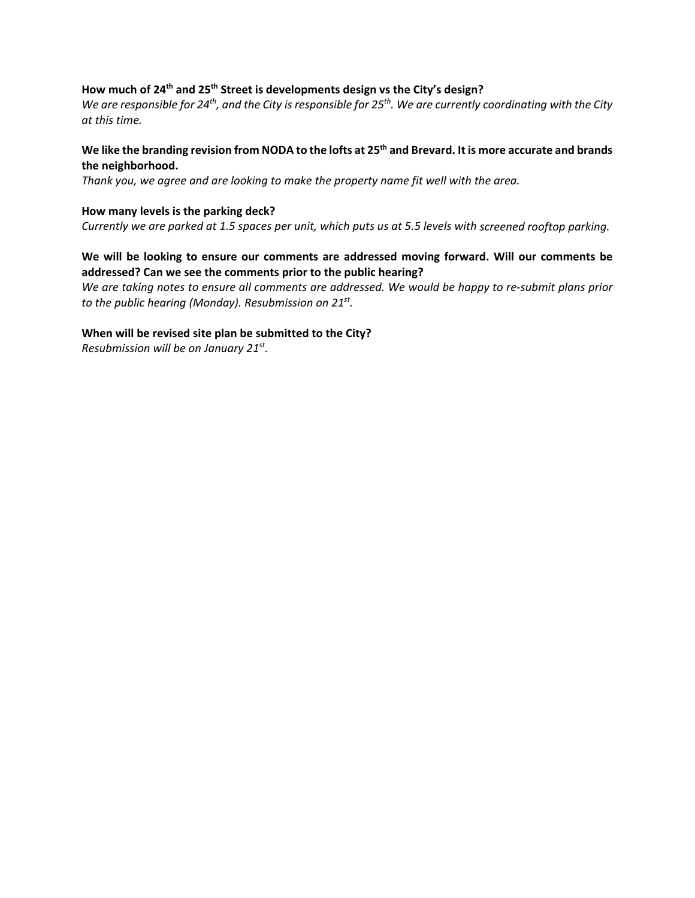**How much of 24th and 25th Street is developments design vs the City's design?**
*We are responsible for 24th, and the City is responsible for 25th. We are currently coordinating with the City at this time.*

**We like the branding revision from NODA to the lofts at 25th and Brevard. It is more accurate and brands the neighborhood.**
*Thank you, we agree and are looking to make the property name fit well with the area.*

**How many levels is the parking deck?**
*Currently we are parked at 1.5 spaces per unit, which puts us at 5.5 levels with screened rooftop parking.*

**We will be looking to ensure our comments are addressed moving forward. Will our comments be addressed? Can we see the comments prior to the public hearing?**
*We are taking notes to ensure all comments are addressed. We would be happy to re-submit plans prior to the public hearing (Monday). Resubmission on 21st.*

**When will be revised site plan be submitted to the City?**
*Resubmission will be on January 21st.*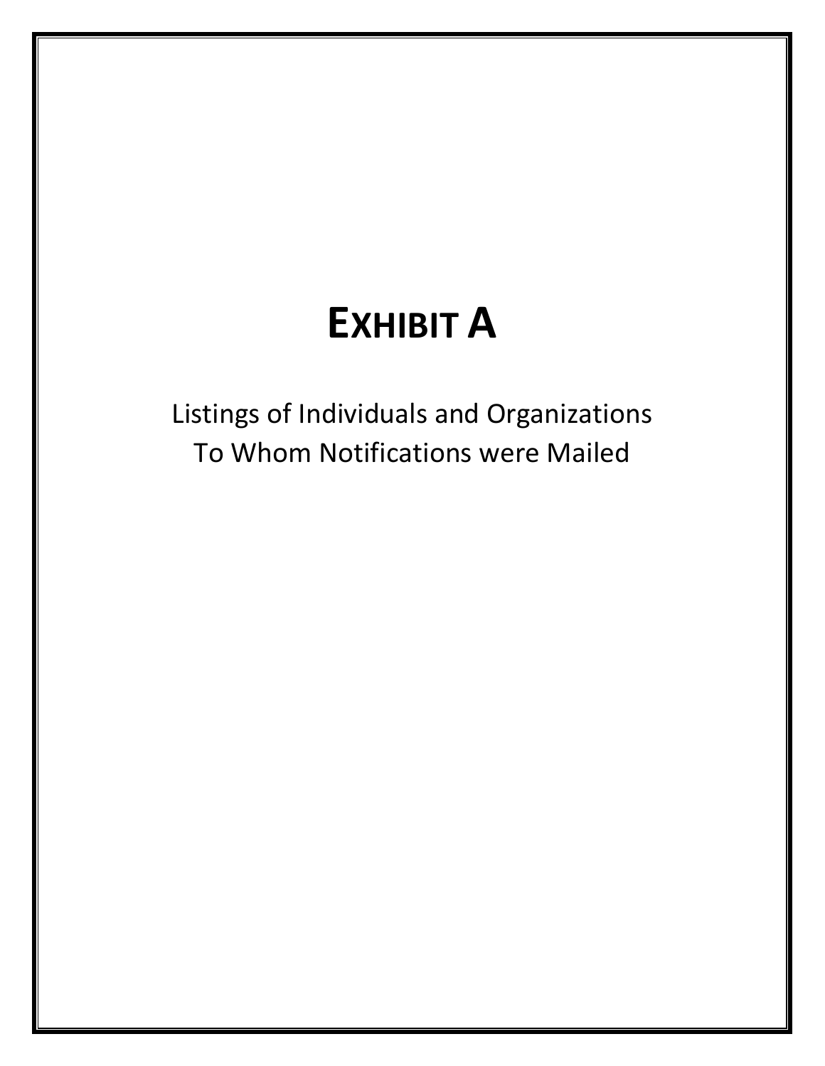# EXHIBIT A

Listings of Individuals and Organizations
To Whom Notifications were Mailed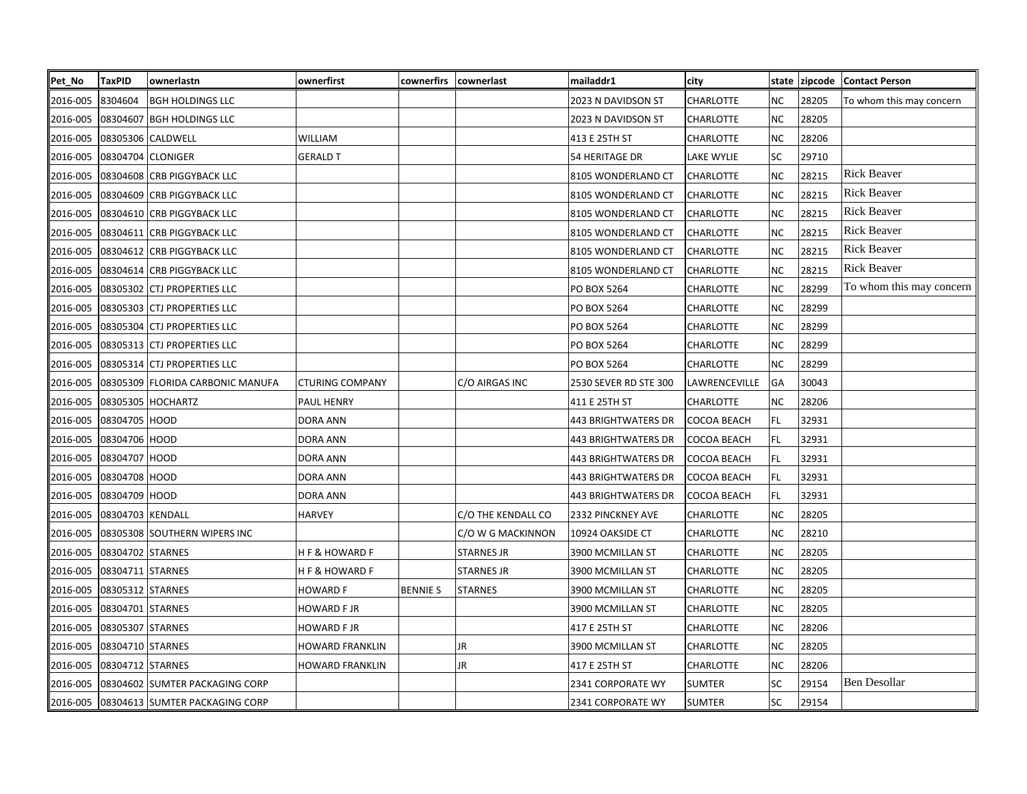| Pet_No | TaxPID | ownerlastn | ownerfirst | cownerfirs | cownerlast | mailaddr1 | city | state | zipcode | Contact Person |
|---|---|---|---|---|---|---|---|---|---|---|
| 2016-005 | 8304604 | BGH HOLDINGS LLC | | | | 2023 N DAVIDSON ST | CHARLOTTE | NC | 28205 | To whom this may concern |
| 2016-005 | 08304607 | BGH HOLDINGS LLC | | | | 2023 N DAVIDSON ST | CHARLOTTE | NC | 28205 | |
| 2016-005 | 08305306 | CALDWELL | WILLIAM | | | 413 E 25TH ST | CHARLOTTE | NC | 28206 | |
| 2016-005 | 08304704 | CLONIGER | GERALD T | | | 54 HERITAGE DR | LAKE WYLIE | SC | 29710 | |
| 2016-005 | 08304608 | CRB PIGGYBACK LLC | | | | 8105 WONDERLAND CT | CHARLOTTE | NC | 28215 | Rick Beaver |
| 2016-005 | 08304609 | CRB PIGGYBACK LLC | | | | 8105 WONDERLAND CT | CHARLOTTE | NC | 28215 | Rick Beaver |
| 2016-005 | 08304610 | CRB PIGGYBACK LLC | | | | 8105 WONDERLAND CT | CHARLOTTE | NC | 28215 | Rick Beaver |
| 2016-005 | 08304611 | CRB PIGGYBACK LLC | | | | 8105 WONDERLAND CT | CHARLOTTE | NC | 28215 | Rick Beaver |
| 2016-005 | 08304612 | CRB PIGGYBACK LLC | | | | 8105 WONDERLAND CT | CHARLOTTE | NC | 28215 | Rick Beaver |
| 2016-005 | 08304614 | CRB PIGGYBACK LLC | | | | 8105 WONDERLAND CT | CHARLOTTE | NC | 28215 | Rick Beaver |
| 2016-005 | 08305302 | CTJ PROPERTIES LLC | | | | PO BOX 5264 | CHARLOTTE | NC | 28299 | To whom this may concern |
| 2016-005 | 08305303 | CTJ PROPERTIES LLC | | | | PO BOX 5264 | CHARLOTTE | NC | 28299 | |
| 2016-005 | 08305304 | CTJ PROPERTIES LLC | | | | PO BOX 5264 | CHARLOTTE | NC | 28299 | |
| 2016-005 | 08305313 | CTJ PROPERTIES LLC | | | | PO BOX 5264 | CHARLOTTE | NC | 28299 | |
| 2016-005 | 08305314 | CTJ PROPERTIES LLC | | | | PO BOX 5264 | CHARLOTTE | NC | 28299 | |
| 2016-005 | 08305309 | FLORIDA CARBONIC MANUFA | CTURING COMPANY | | C/O AIRGAS INC | 2530 SEVER RD STE 300 | LAWRENCEVILLE | GA | 30043 | |
| 2016-005 | 08305305 | HOCHARTZ | PAUL HENRY | | | 411 E 25TH ST | CHARLOTTE | NC | 28206 | |
| 2016-005 | 08304705 | HOOD | DORA ANN | | | 443 BRIGHTWATERS DR | COCOA BEACH | FL | 32931 | |
| 2016-005 | 08304706 | HOOD | DORA ANN | | | 443 BRIGHTWATERS DR | COCOA BEACH | FL | 32931 | |
| 2016-005 | 08304707 | HOOD | DORA ANN | | | 443 BRIGHTWATERS DR | COCOA BEACH | FL | 32931 | |
| 2016-005 | 08304708 | HOOD | DORA ANN | | | 443 BRIGHTWATERS DR | COCOA BEACH | FL | 32931 | |
| 2016-005 | 08304709 | HOOD | DORA ANN | | | 443 BRIGHTWATERS DR | COCOA BEACH | FL | 32931 | |
| 2016-005 | 08304703 | KENDALL | HARVEY | | C/O THE KENDALL CO | 2332 PINCKNEY AVE | CHARLOTTE | NC | 28205 | |
| 2016-005 | 08305308 | SOUTHERN WIPERS INC | | | C/O W G MACKINNON | 10924 OAKSIDE CT | CHARLOTTE | NC | 28210 | |
| 2016-005 | 08304702 | STARNES | H F & HOWARD F | | STARNES JR | 3900 MCMILLAN ST | CHARLOTTE | NC | 28205 | |
| 2016-005 | 08304711 | STARNES | H F & HOWARD F | | STARNES JR | 3900 MCMILLAN ST | CHARLOTTE | NC | 28205 | |
| 2016-005 | 08305312 | STARNES | HOWARD F | BENNIE S | STARNES | 3900 MCMILLAN ST | CHARLOTTE | NC | 28205 | |
| 2016-005 | 08304701 | STARNES | HOWARD F JR | | | 3900 MCMILLAN ST | CHARLOTTE | NC | 28205 | |
| 2016-005 | 08305307 | STARNES | HOWARD F JR | | | 417 E 25TH ST | CHARLOTTE | NC | 28206 | |
| 2016-005 | 08304710 | STARNES | HOWARD FRANKLIN | | JR | 3900 MCMILLAN ST | CHARLOTTE | NC | 28205 | |
| 2016-005 | 08304712 | STARNES | HOWARD FRANKLIN | | JR | 417 E 25TH ST | CHARLOTTE | NC | 28206 | |
| 2016-005 | 08304602 | SUMTER PACKAGING CORP | | | | 2341 CORPORATE WY | SUMTER | SC | 29154 | Ben Desollar |
| 2016-005 | 08304613 | SUMTER PACKAGING CORP | | | | 2341 CORPORATE WY | SUMTER | SC | 29154 | |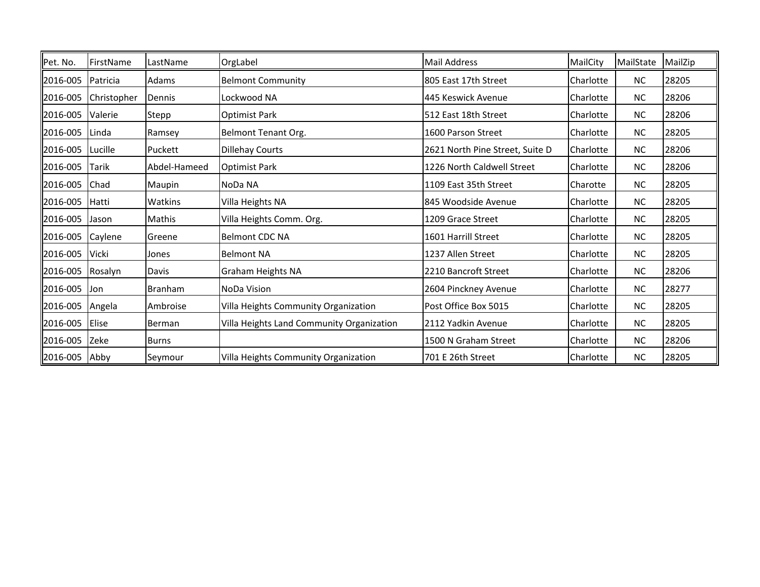| Pet. No. | FirstName | LastName | OrgLabel | Mail Address | MailCity | MailState | MailZip |
| --- | --- | --- | --- | --- | --- | --- | --- |
| 2016-005 | Patricia | Adams | Belmont Community | 805 East 17th Street | Charlotte | NC | 28205 |
| 2016-005 | Christopher | Dennis | Lockwood NA | 445 Keswick Avenue | Charlotte | NC | 28206 |
| 2016-005 | Valerie | Stepp | Optimist Park | 512 East 18th Street | Charlotte | NC | 28206 |
| 2016-005 | Linda | Ramsey | Belmont Tenant Org. | 1600 Parson Street | Charlotte | NC | 28205 |
| 2016-005 | Lucille | Puckett | Dillehay Courts | 2621 North Pine Street, Suite D | Charlotte | NC | 28206 |
| 2016-005 | Tarik | Abdel-Hameed | Optimist Park | 1226 North Caldwell Street | Charlotte | NC | 28206 |
| 2016-005 | Chad | Maupin | NoDa NA | 1109 East 35th Street | Charotte | NC | 28205 |
| 2016-005 | Hatti | Watkins | Villa Heights NA | 845 Woodside Avenue | Charlotte | NC | 28205 |
| 2016-005 | Jason | Mathis | Villa Heights Comm. Org. | 1209 Grace Street | Charlotte | NC | 28205 |
| 2016-005 | Caylene | Greene | Belmont CDC NA | 1601 Harrill Street | Charlotte | NC | 28205 |
| 2016-005 | Vicki | Jones | Belmont NA | 1237 Allen Street | Charlotte | NC | 28205 |
| 2016-005 | Rosalyn | Davis | Graham Heights NA | 2210 Bancroft Street | Charlotte | NC | 28206 |
| 2016-005 | Jon | Branham | NoDa Vision | 2604 Pinckney Avenue | Charlotte | NC | 28277 |
| 2016-005 | Angela | Ambroise | Villa Heights Community Organization | Post Office Box 5015 | Charlotte | NC | 28205 |
| 2016-005 | Elise | Berman | Villa Heights Land Community Organization | 2112 Yadkin Avenue | Charlotte | NC | 28205 |
| 2016-005 | Zeke | Burns | | 1500 N Graham Street | Charlotte | NC | 28206 |
| 2016-005 | Abby | Seymour | Villa Heights Community Organization | 701 E 26th Street | Charlotte | NC | 28205 |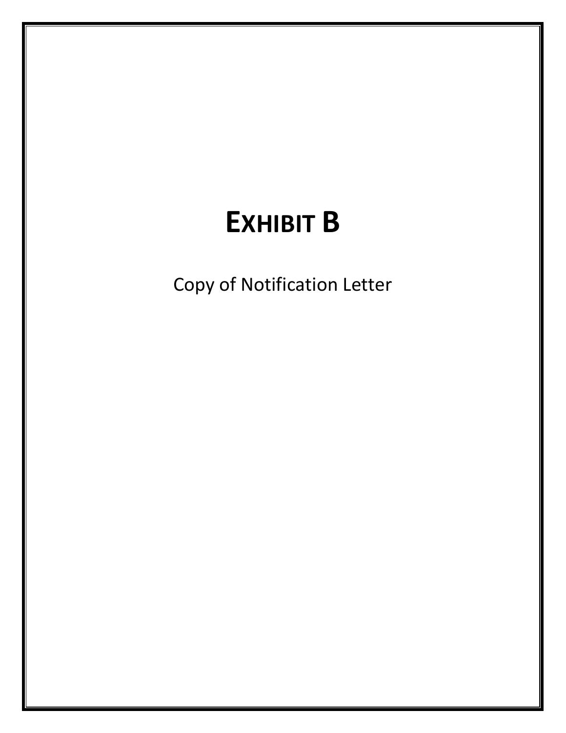# EXHIBIT B

Copy of Notification Letter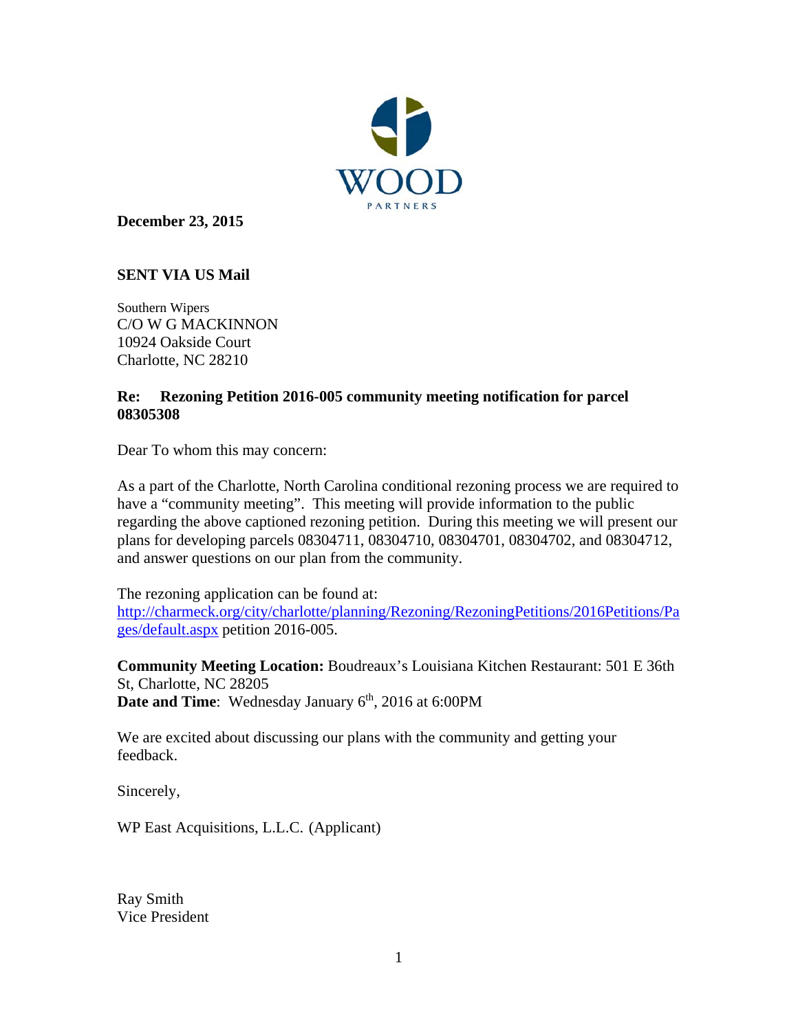WOOD
PARTNERS

**December 23, 2015**

**SENT VIA US Mail**

Southern Wipers
C/O W G MACKINNON
10924 Oakside Court
Charlotte, NC 28210

**Re: Rezoning Petition 2016-005 community meeting notification for parcel 08305308**

Dear To whom this may concern:

As a part of the Charlotte, North Carolina conditional rezoning process we are required to have a "community meeting". This meeting will provide information to the public regarding the above captioned rezoning petition. During this meeting we will present our plans for developing parcels 08304711, 08304710, 08304701, 08304702, and 08304712, and answer questions on our plan from the community.

The rezoning application can be found at:
[http://charmeck.org/city/charlotte/planning/Rezoning/RezoningPetitions/2016Petitions/Pages/default.aspx](http://charmeck.org/city/charlotte/planning/Rezoning/RezoningPetitions/2016Petitions/Pages/default.aspx) petition 2016-005.

**Community Meeting Location:** Boudreaux's Louisiana Kitchen Restaurant: 501 E 36th St, Charlotte, NC 28205
**Date and Time**: Wednesday January 6th, 2016 at 6:00PM

We are excited about discussing our plans with the community and getting your feedback.

Sincerely,

WP East Acquisitions, L.L.C. (Applicant)

Ray Smith
Vice President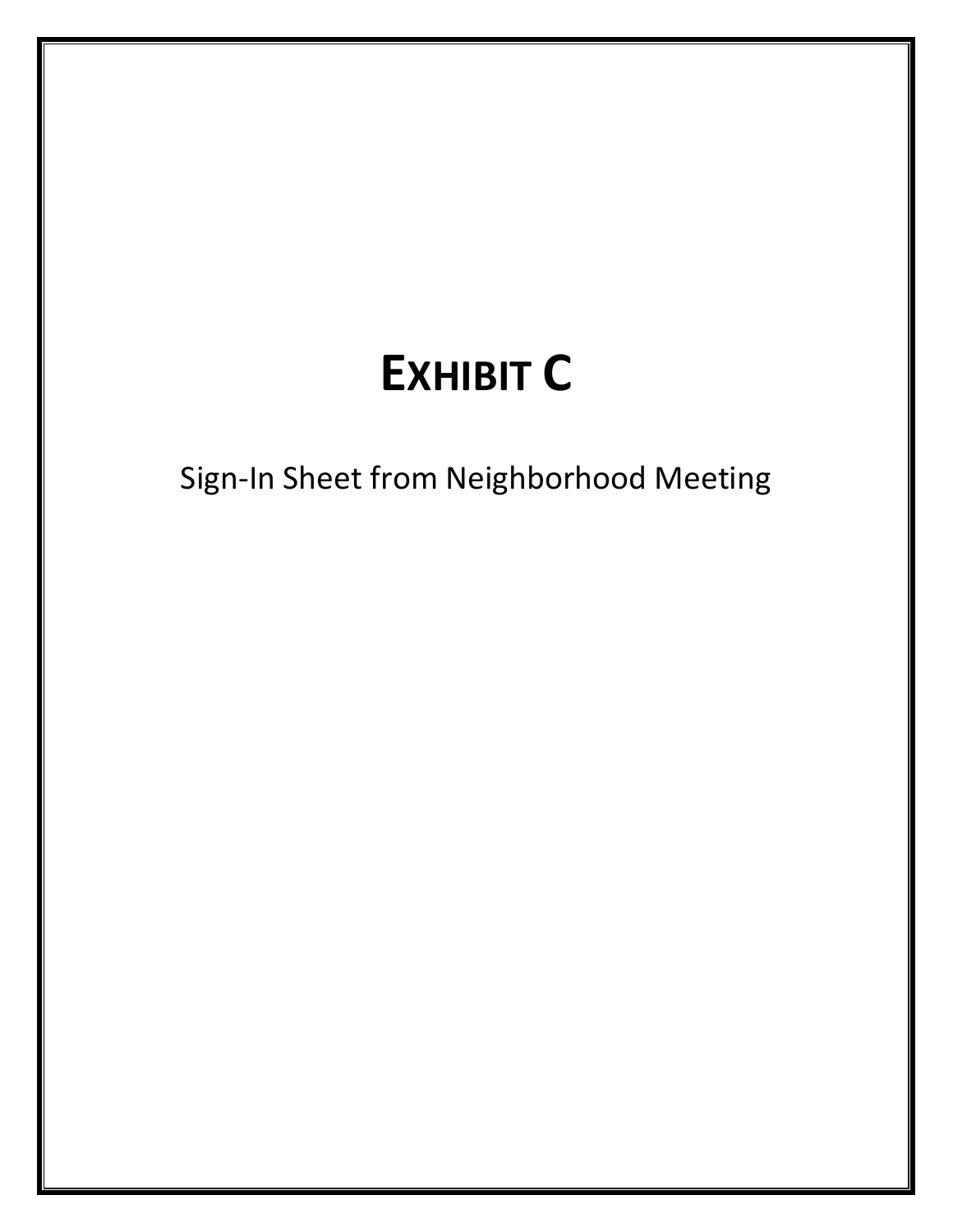# EXHIBIT C

Sign-In Sheet from Neighborhood Meeting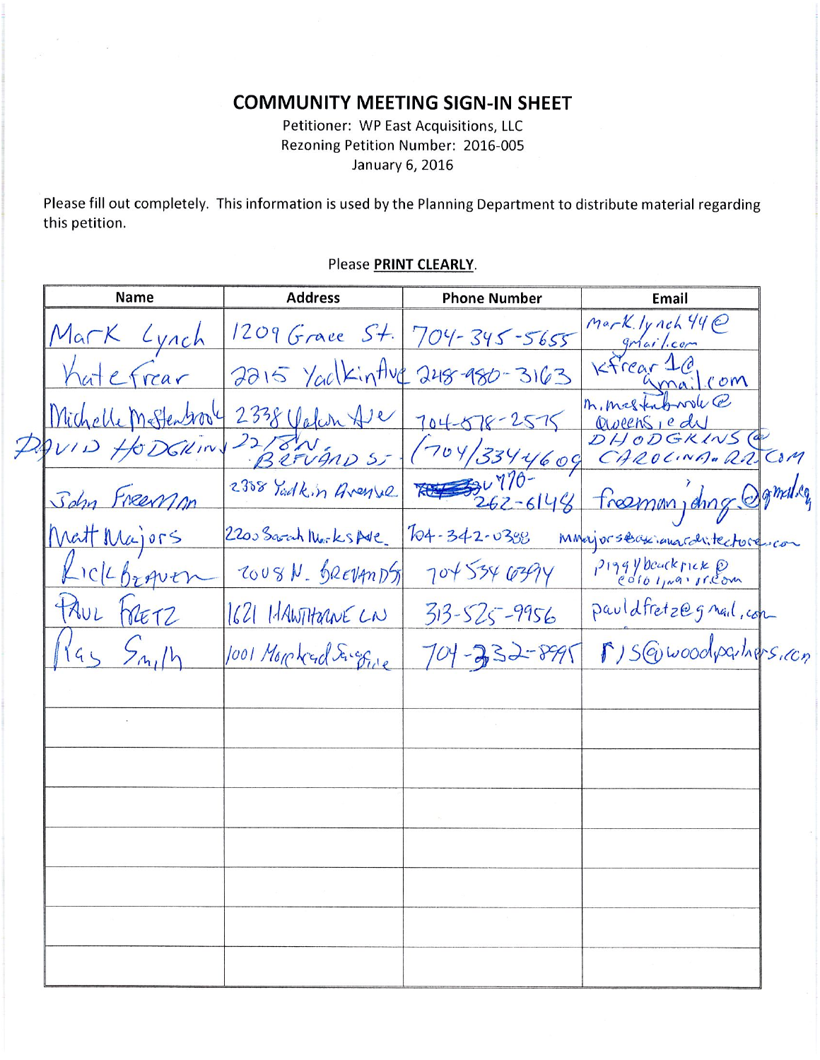# COMMUNITY MEETING SIGN-IN SHEET

Petitioner: WP East Acquisitions, LLC
Rezoning Petition Number: 2016-005
January 6, 2016

Please fill out completely. This information is used by the Planning Department to distribute material regarding this petition.

Please **PRINT CLEARLY**.

| Name | Address | Phone Number | Email |
|---|---|---|---|
| Mark Lynch | 1209 Grace St. | 704-345-5655 | Mark.lynch44@gmail.com |
| Kate Frear | 2215 Yadkin Ave | 248-980-3163 | kfrear1@gmail.com |
| Michelle Mestenbrook | 2338 Yadkin Ave | 704-578-2575 | m.mestenbrook@queens.edu |
| DAVID HODGKINS | 2218 N. BREVARD ST | (704)334-4609 | DHODGKINS@CAROLINA.RR.COM |
| John Freeman | 2308 Yadkin Avenue | 770-262-6148 | freemanjdng@gmail.com |
| Matt Majors | 2200 Sarah Marks Ave | 704-342-0388 | mmajors@baxianarchitecture.com |
| Rick Braven | 2008 N. BREVARD ST | 704 534 6394 | piggybackrick@carolina.rr.com |
| PAUL FRETZ | 1621 HAWTHORNE LN | 313-525-9956 | pauldfretz@gmail.com |
| Ray Smith | 1001 Morehead Square Drive | 704-332-8995 | rjs@woodpartners.com |
| | | | |
| | | | |
| | | | |
| | | | |
| | | | |
| | | | |
| | | | |
| | | | |